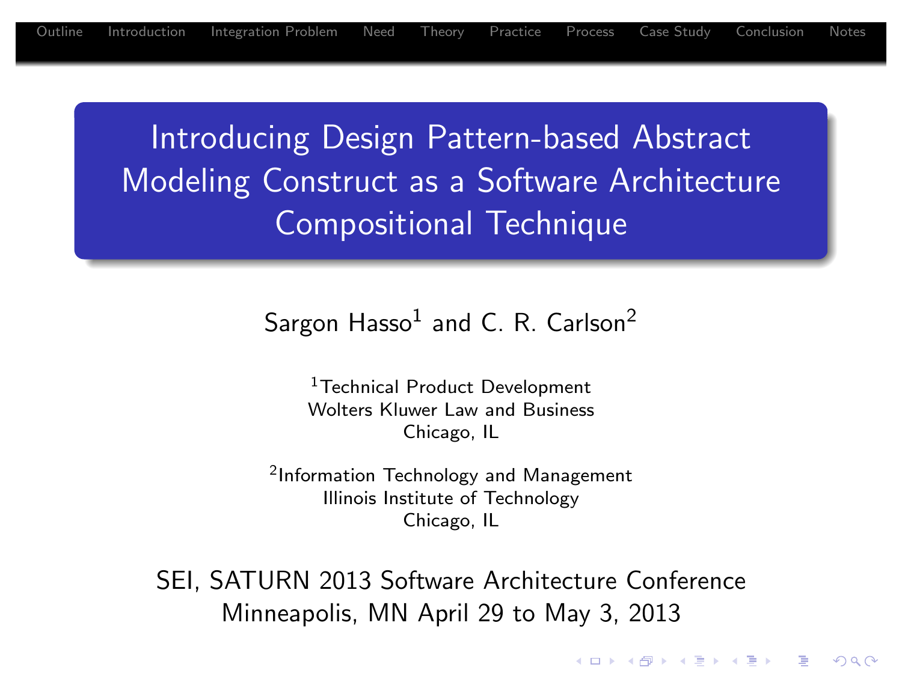# Introducing Design Pattern-based Abstract Modeling Construct as a Software Architecture Compositional Technique

Sargon Hasso[1] and C. R. Carlson[2]

[1]Technical Product Development
Wolters Kluwer Law and Business
Chicago, IL

[2]Information Technology and Management
Illinois Institute of Technology
Chicago, IL

SEI, SATURN 2013 Software Architecture Conference
Minneapolis, MN April 29 to May 3, 2013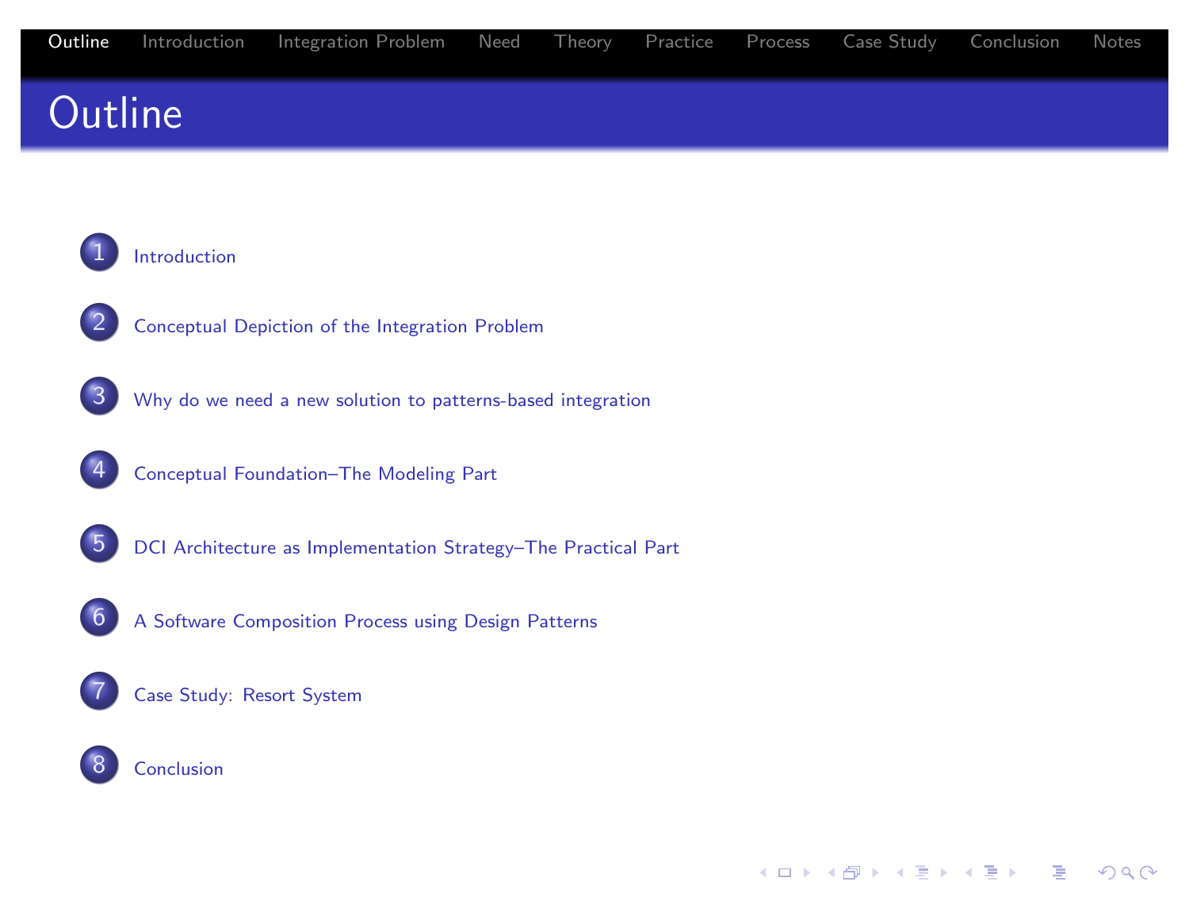# Outline

1. Introduction
2. Conceptual Depiction of the Integration Problem
3. Why do we need a new solution to patterns-based integration
4. Conceptual Foundation–The Modeling Part
5. DCI Architecture as Implementation Strategy–The Practical Part
6. A Software Composition Process using Design Patterns
7. Case Study: Resort System
8. Conclusion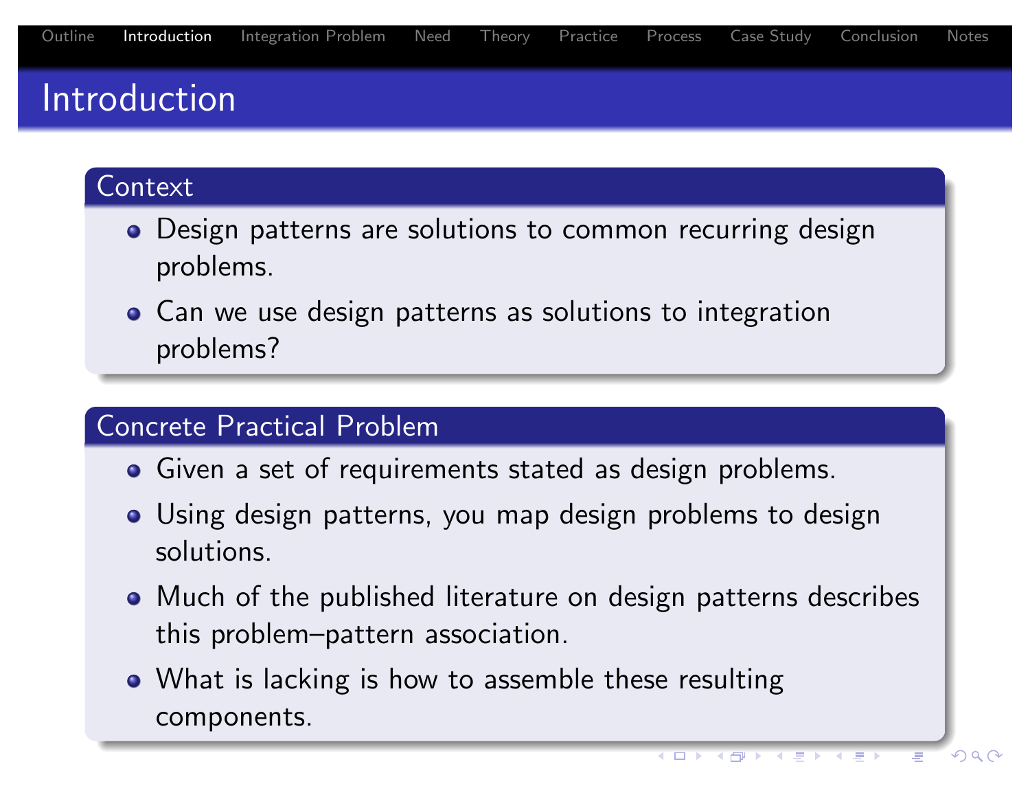# Introduction

## Context

- Design patterns are solutions to common recurring design problems.
- Can we use design patterns as solutions to integration problems?

## Concrete Practical Problem

- Given a set of requirements stated as design problems.
- Using design patterns, you map design problems to design solutions.
- Much of the published literature on design patterns describes this problem–pattern association.
- What is lacking is how to assemble these resulting components.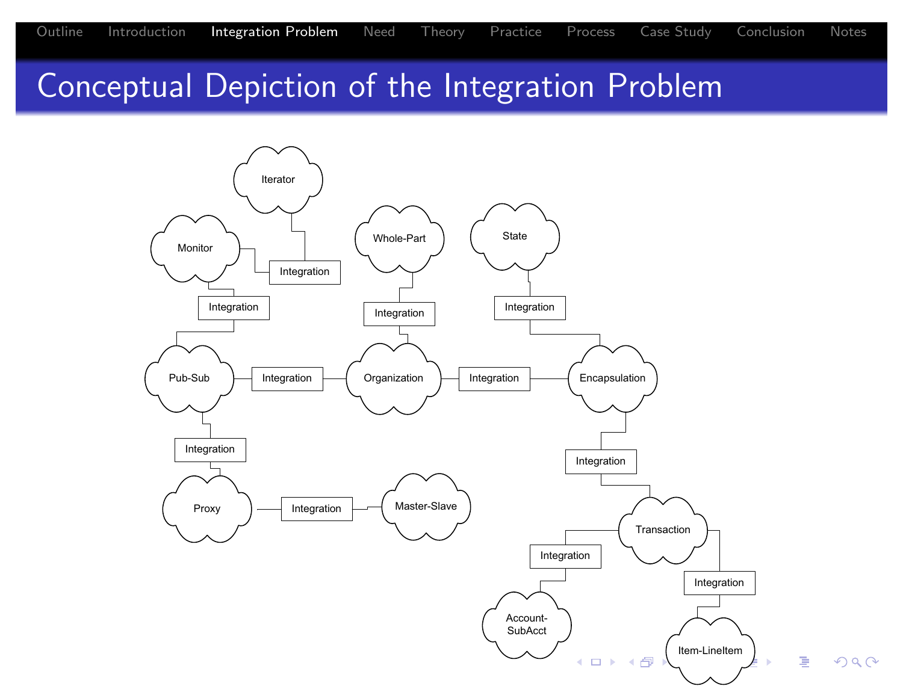# Conceptual Depiction of the Integration Problem

Iterator

Monitor

Integration

Whole-Part

State

Integration

Integration

Integration

Pub-Sub

Integration

Organization

Integration

Encapsulation

Integration

Integration

Proxy

Integration

Master-Slave

Transaction

Integration

Integration

Account-SubAcct

Item-LineItem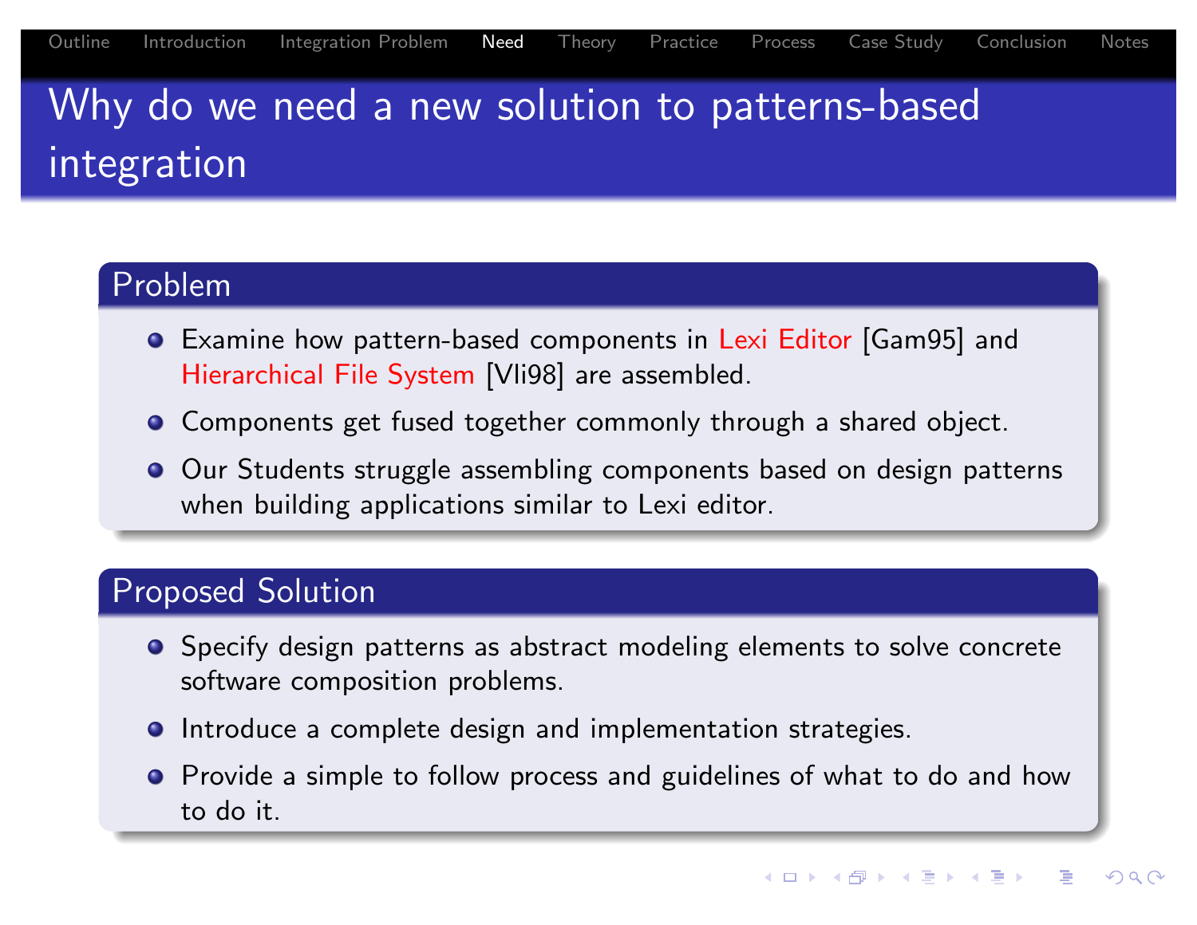# Why do we need a new solution to patterns-based integration

## Problem

- Examine how pattern-based components in Lexi Editor [Gam95] and Hierarchical File System [Vli98] are assembled.
- Components get fused together commonly through a shared object.
- Our Students struggle assembling components based on design patterns when building applications similar to Lexi editor.

## Proposed Solution

- Specify design patterns as abstract modeling elements to solve concrete software composition problems.
- Introduce a complete design and implementation strategies.
- Provide a simple to follow process and guidelines of what to do and how to do it.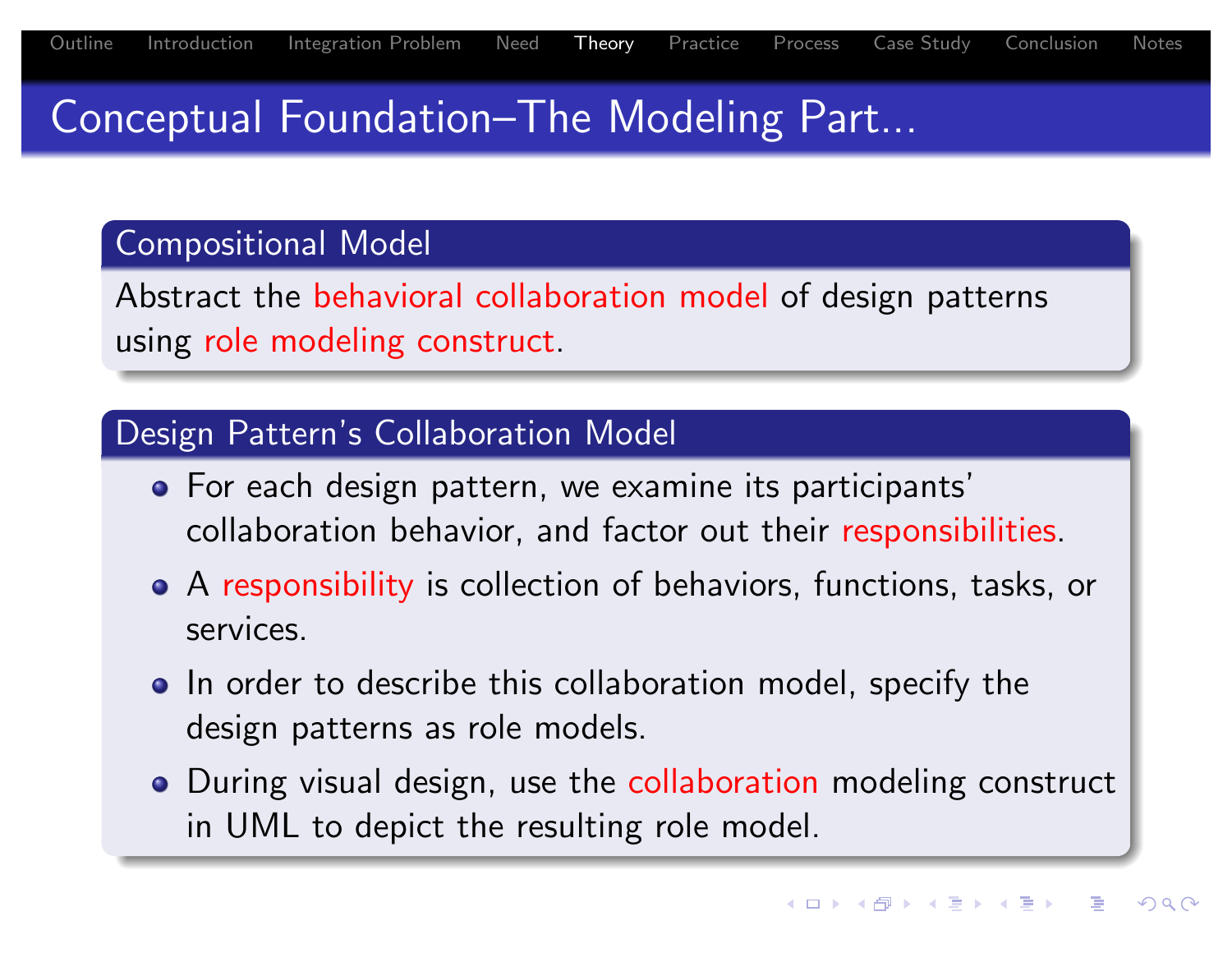# Conceptual Foundation–The Modeling Part...

## Compositional Model

Abstract the behavioral collaboration model of design patterns using role modeling construct.

## Design Pattern's Collaboration Model

- For each design pattern, we examine its participants' collaboration behavior, and factor out their responsibilities.
- A responsibility is collection of behaviors, functions, tasks, or services.
- In order to describe this collaboration model, specify the design patterns as role models.
- During visual design, use the collaboration modeling construct in UML to depict the resulting role model.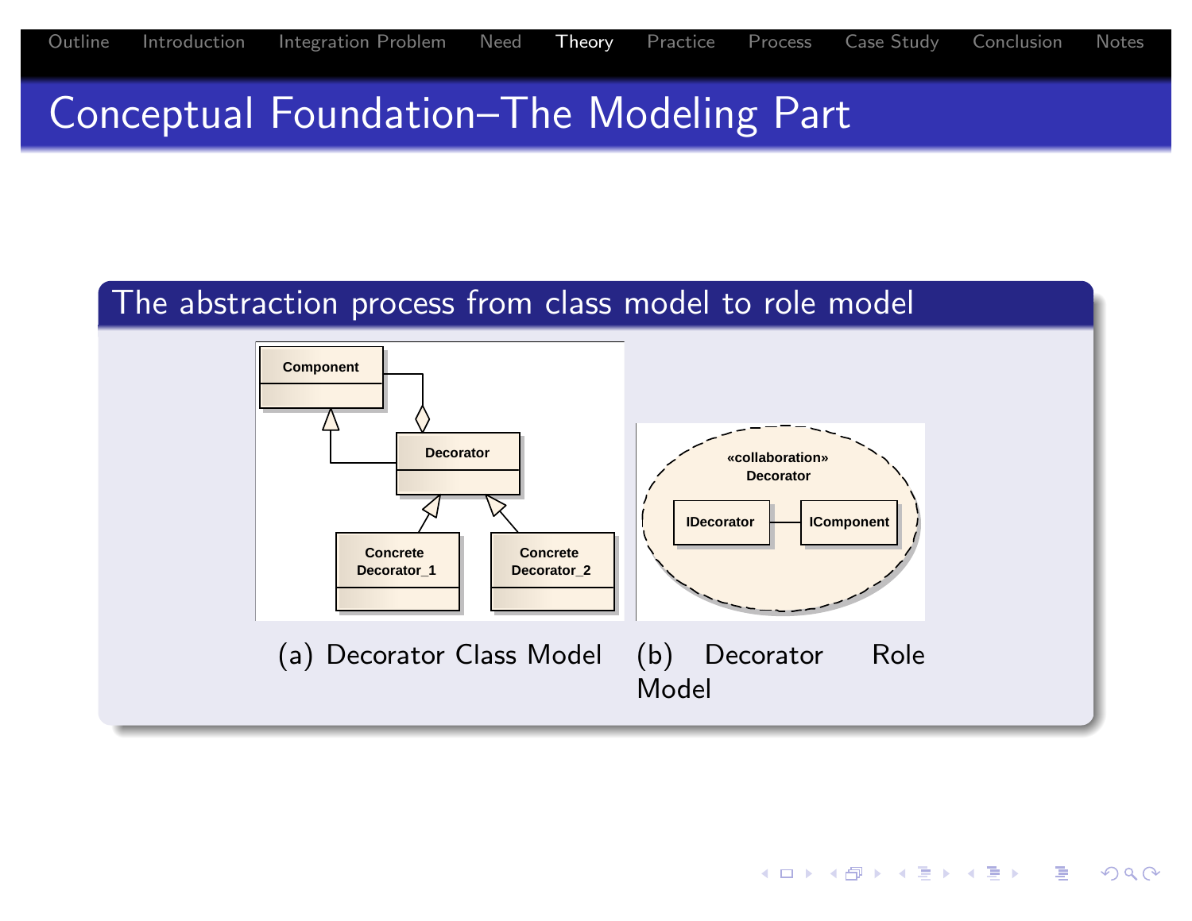# Conceptual Foundation–The Modeling Part

## The abstraction process from class model to role model

(a) Decorator Class Model

(b) Decorator Role Model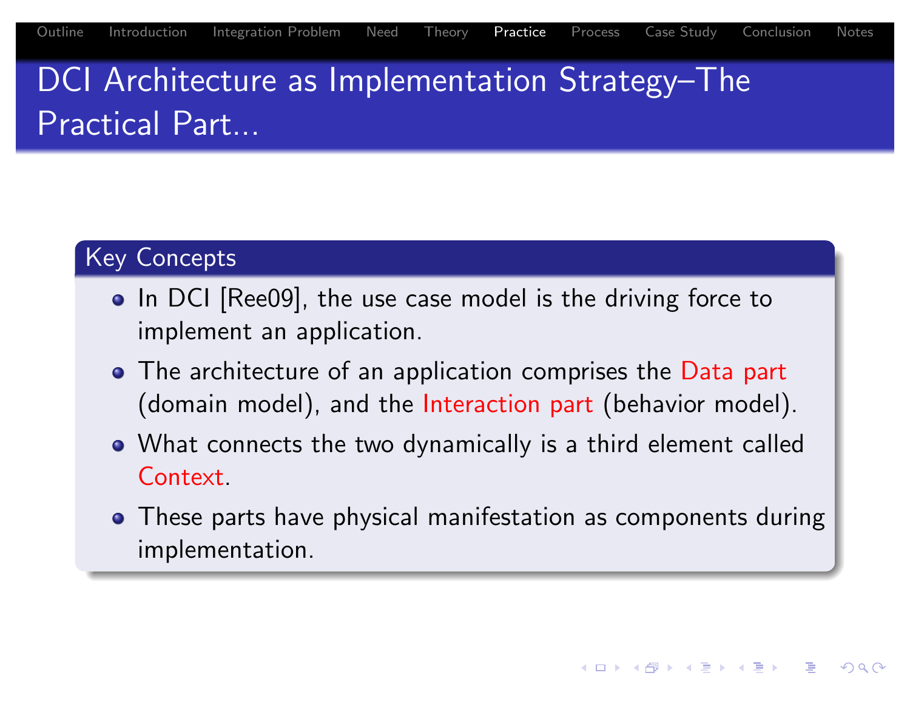# DCI Architecture as Implementation Strategy–The Practical Part...

## Key Concepts

- In DCI [Ree09], the use case model is the driving force to implement an application.
- The architecture of an application comprises the Data part (domain model), and the Interaction part (behavior model).
- What connects the two dynamically is a third element called Context.
- These parts have physical manifestation as components during implementation.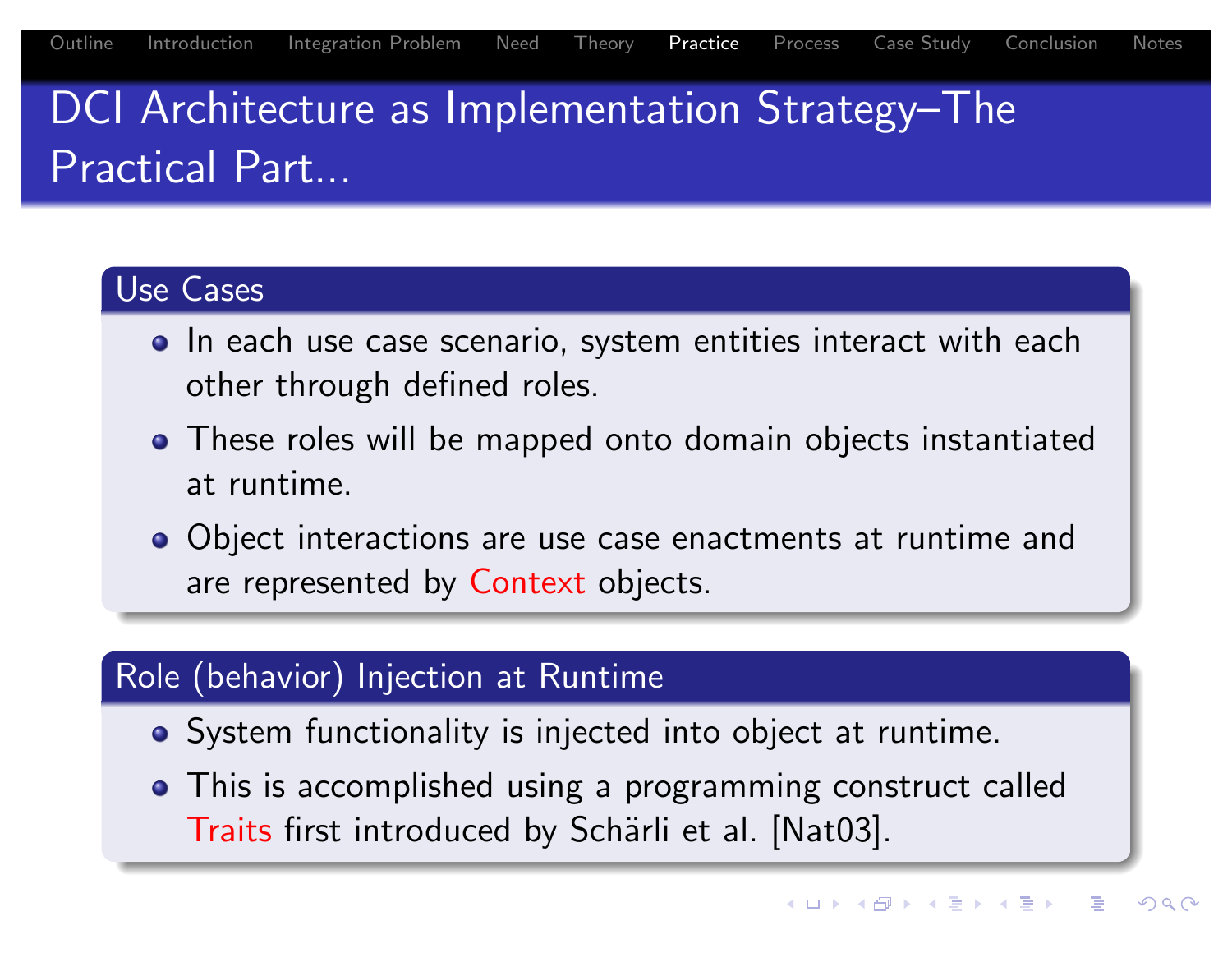# DCI Architecture as Implementation Strategy–The Practical Part...

## Use Cases

- In each use case scenario, system entities interact with each other through defined roles.
- These roles will be mapped onto domain objects instantiated at runtime.
- Object interactions are use case enactments at runtime and are represented by Context objects.

## Role (behavior) Injection at Runtime

- System functionality is injected into object at runtime.
- This is accomplished using a programming construct called Traits first introduced by Schärli et al. [Nat03].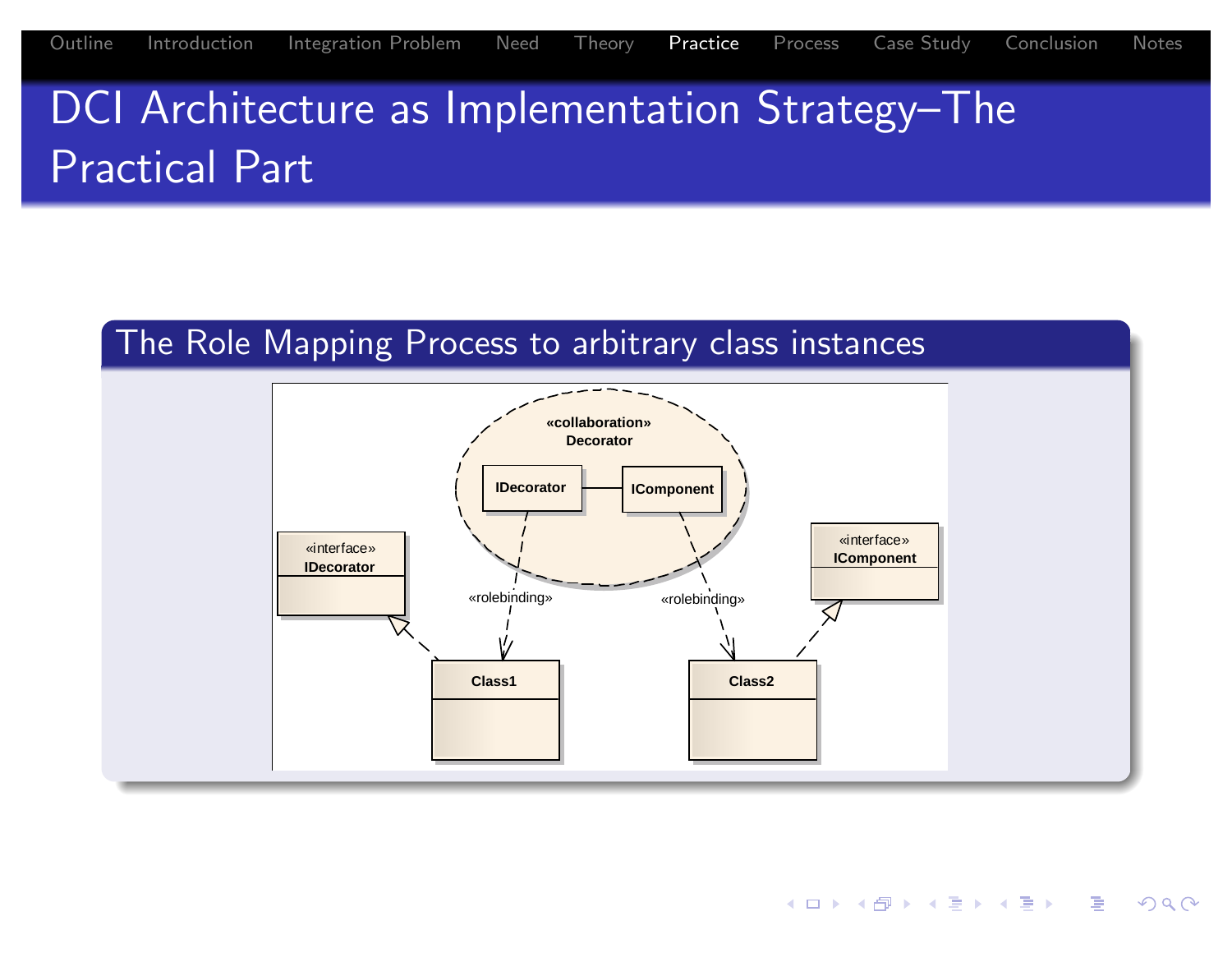# DCI Architecture as Implementation Strategy–The Practical Part

## The Role Mapping Process to arbitrary class instances

«collaboration»
Decorator

IDecorator — IComponent

«rolebinding» «rolebinding»

«interface»
IDecorator

«interface»
IComponent

Class1

Class2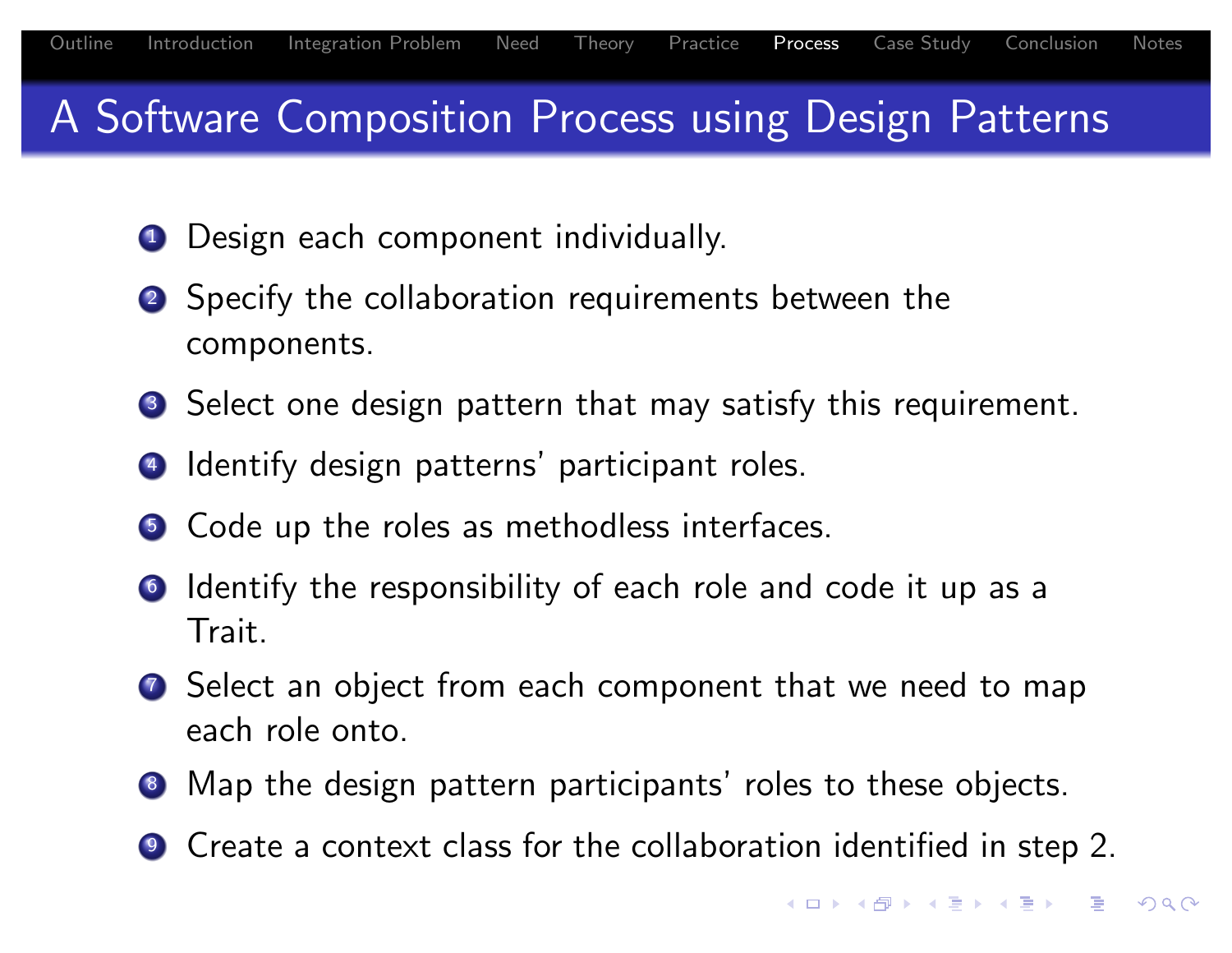# A Software Composition Process using Design Patterns

1. Design each component individually.
2. Specify the collaboration requirements between the components.
3. Select one design pattern that may satisfy this requirement.
4. Identify design patterns' participant roles.
5. Code up the roles as methodless interfaces.
6. Identify the responsibility of each role and code it up as a Trait.
7. Select an object from each component that we need to map each role onto.
8. Map the design pattern participants' roles to these objects.
9. Create a context class for the collaboration identified in step 2.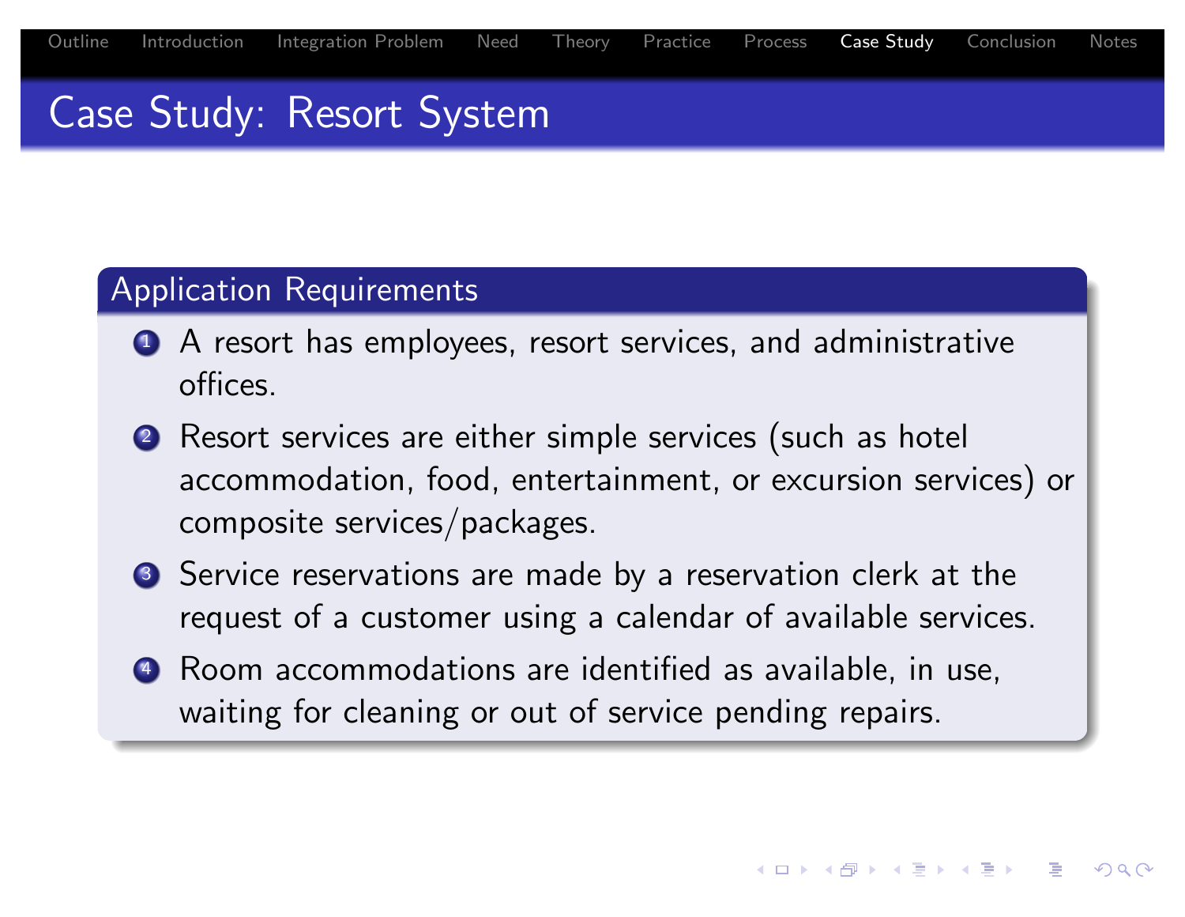# Case Study: Resort System

## Application Requirements

1. A resort has employees, resort services, and administrative offices.
2. Resort services are either simple services (such as hotel accommodation, food, entertainment, or excursion services) or composite services/packages.
3. Service reservations are made by a reservation clerk at the request of a customer using a calendar of available services.
4. Room accommodations are identified as available, in use, waiting for cleaning or out of service pending repairs.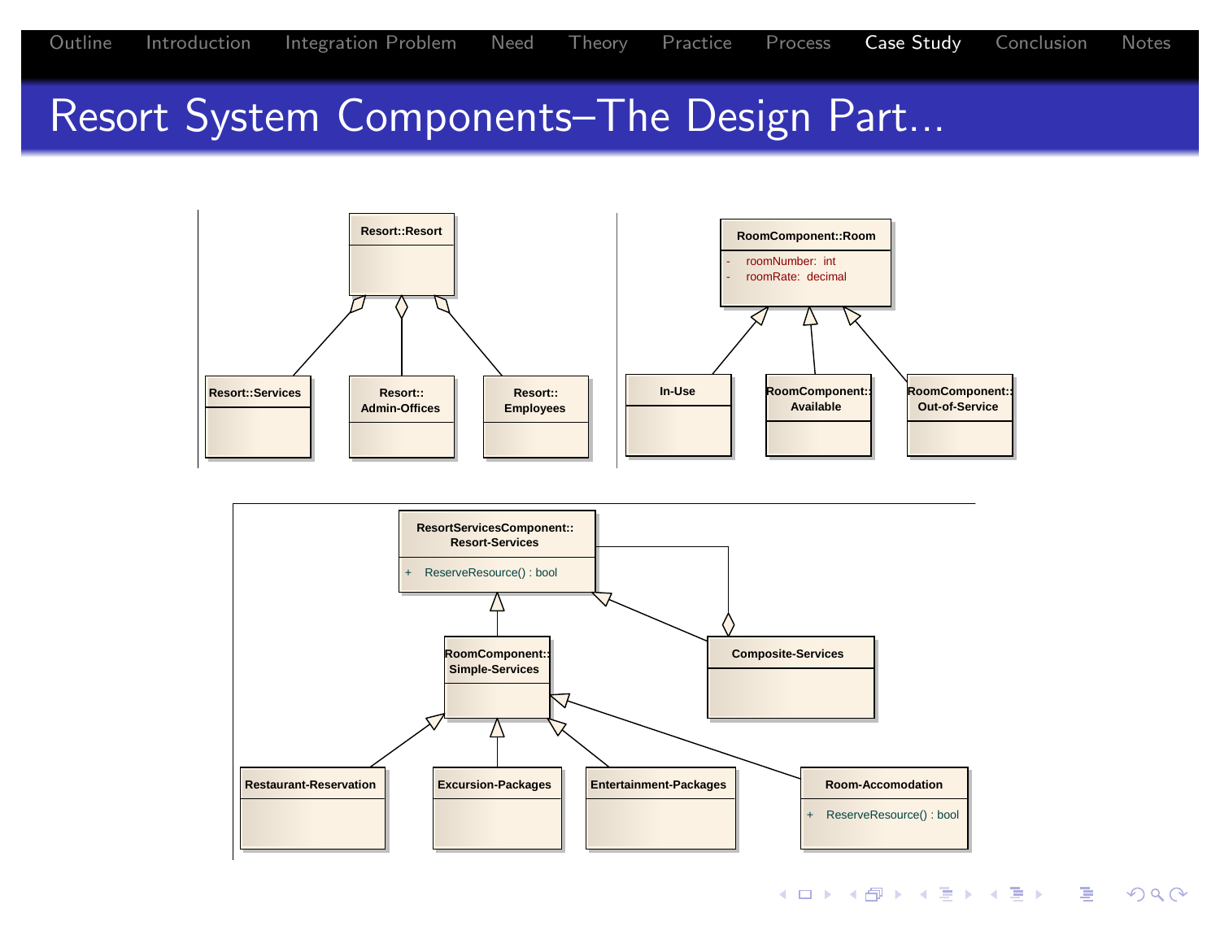# Resort System Components–The Design Part...

**Resort::Resort**

- Resort::Services
- Resort::Admin-Offices
- Resort::Employees

**RoomComponent::Room**

- roomNumber: int
- roomRate: decimal

Subclasses:

- In-Use
- RoomComponent::Available
- RoomComponent::Out-of-Service

**ResortServicesComponent::Resort-Services**

+ ReserveResource() : bool

Subclasses:

- RoomComponent::Simple-Services
- Composite-Services

Subclasses of RoomComponent::Simple-Services:

- Restaurant-Reservation
- Excursion-Packages
- Entertainment-Packages
- Room-Accomodation
  + ReserveResource() : bool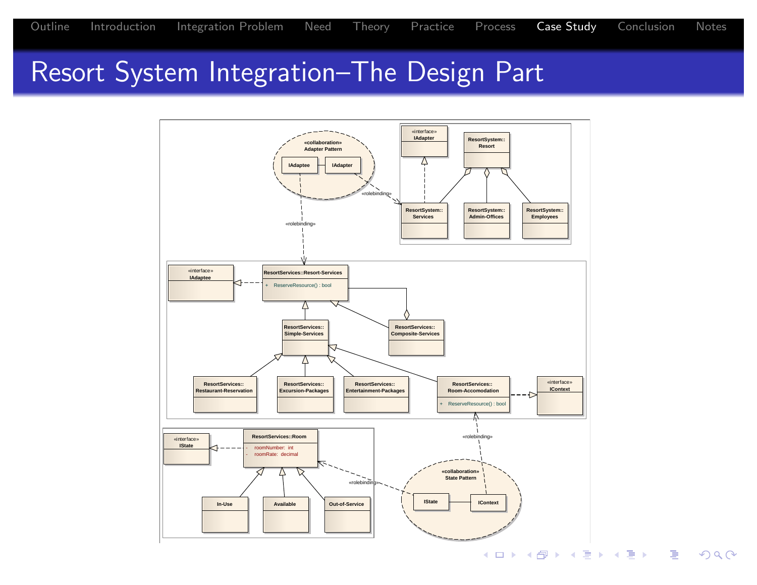# Resort System Integration–The Design Part

«collaboration»
Adapter Pattern

IAdaptee — IAdapter

«interface»
IAdapter

ResortSystem::
Resort

«rolebinding»

ResortSystem::
Services

ResortSystem::
Admin-Offices

ResortSystem::
Employees

«rolebinding»

«interface»
IAdaptee

ResortServices::Resort-Services

+ ReserveResource() : bool

ResortServices::
Simple-Services

ResortServices::
Composite-Services

ResortServices::
Restaurant-Reservation

ResortServices::
Excursion-Packages

ResortServices::
Entertainment-Packages

ResortServices::
Room-Accomodation

+ ReserveResource() : bool

«interface»
IContext

«rolebinding»

«interface»
IState

ResortServices::Room

- roomNumber: int
- roomRate: decimal

«rolebinding»

In-Use

Available

Out-of-Service

«collaboration»
State Pattern

IState — IContext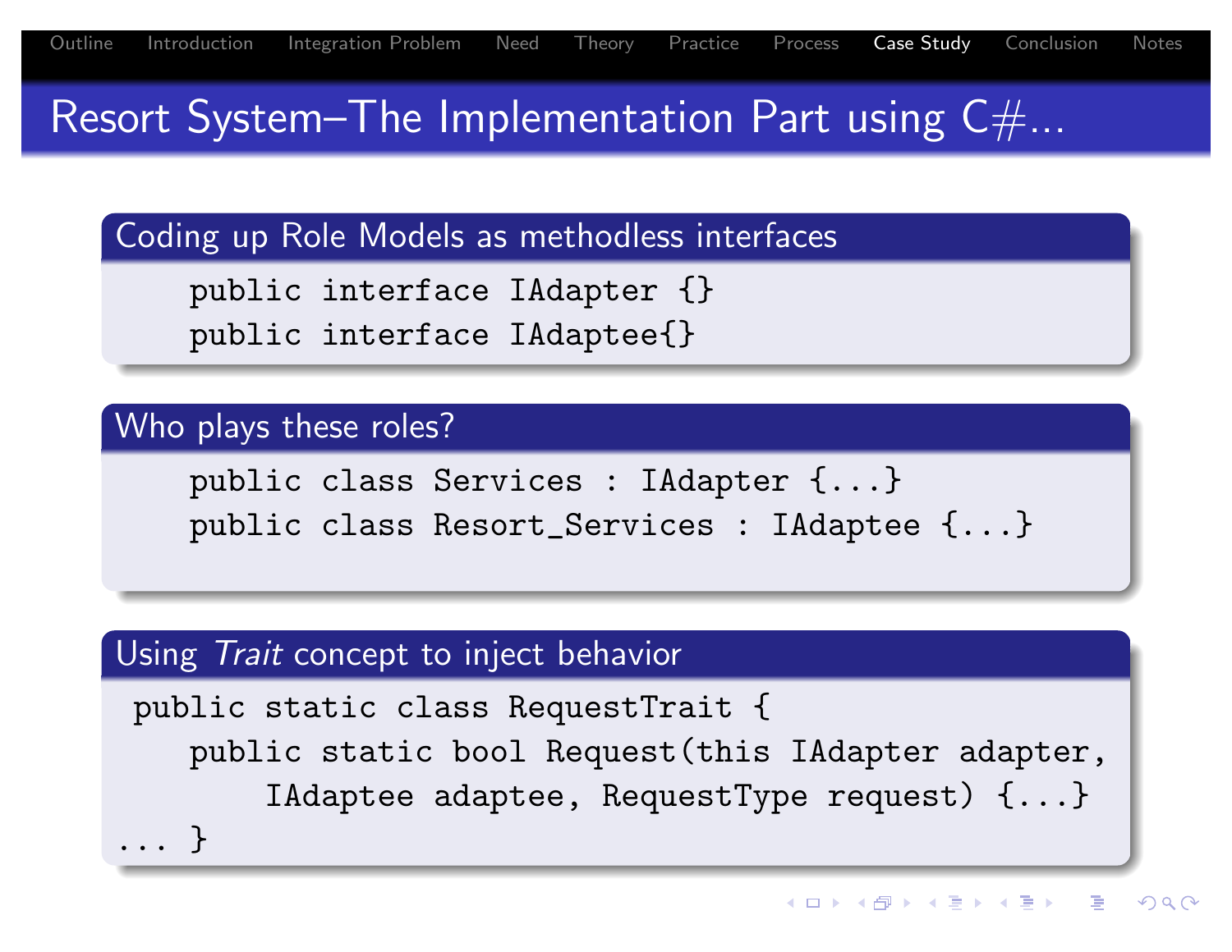# Resort System–The Implementation Part using C#...

### Coding up Role Models as methodless interfaces

```
public interface IAdapter {}
public interface IAdaptee{}
```

### Who plays these roles?

```
public class Services : IAdapter {...}
public class Resort_Services : IAdaptee {...}
```

### Using *Trait* concept to inject behavior

```
public static class RequestTrait {
   public static bool Request(this IAdapter adapter,
       IAdaptee adaptee, RequestType request) {...}
... }
```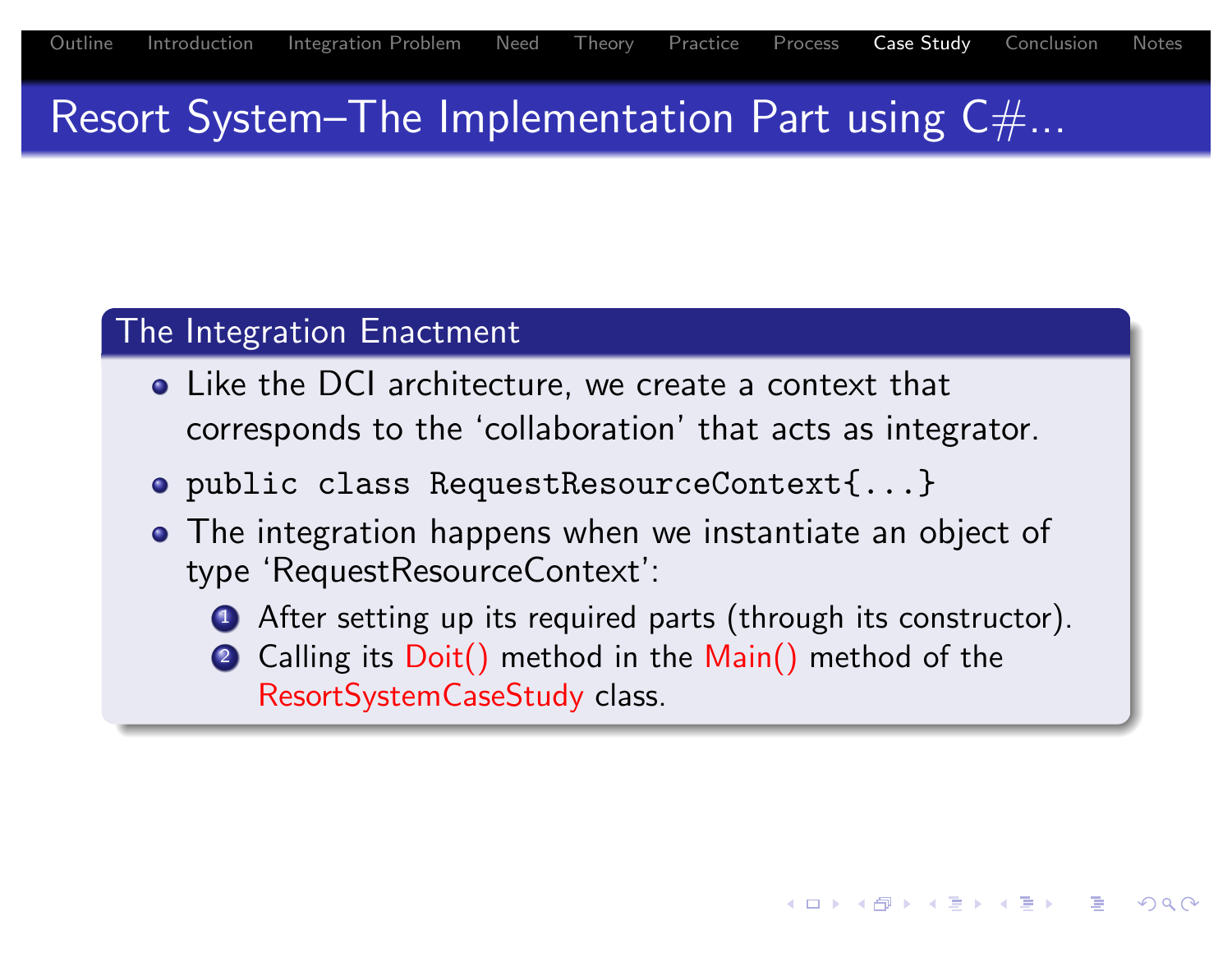# Resort System–The Implementation Part using C#...

## The Integration Enactment

- Like the DCI architecture, we create a context that corresponds to the 'collaboration' that acts as integrator.
- `public class RequestResourceContext{...}`
- The integration happens when we instantiate an object of type 'RequestResourceContext':
  1. After setting up its required parts (through its constructor).
  2. Calling its Doit() method in the Main() method of the ResortSystemCaseStudy class.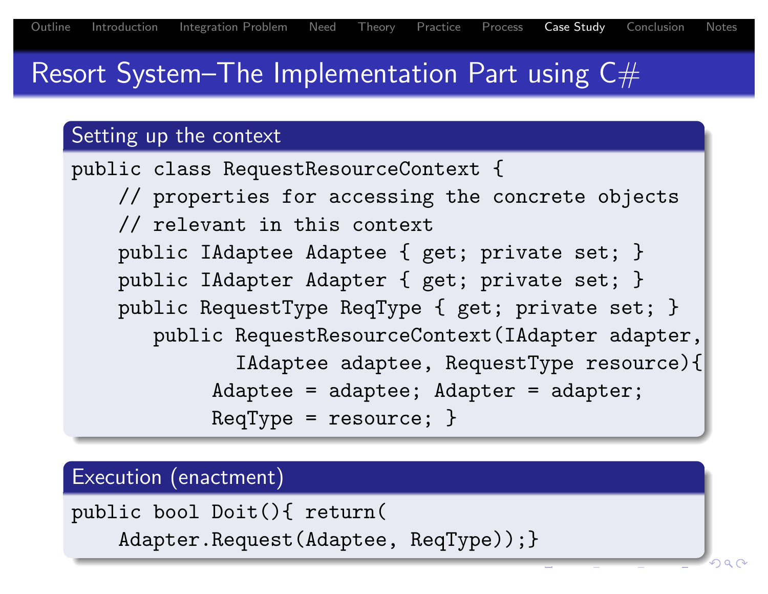# Resort System–The Implementation Part using C#

## Setting up the context

```
public class RequestResourceContext {
    // properties for accessing the concrete objects
    // relevant in this context
    public IAdaptee Adaptee { get; private set; }
    public IAdapter Adapter { get; private set; }
    public RequestType ReqType { get; private set; }
       public RequestResourceContext(IAdapter adapter,
              IAdaptee adaptee, RequestType resource){
            Adaptee = adaptee; Adapter = adapter;
            ReqType = resource; }
```

## Execution (enactment)

```
public bool Doit(){ return(
    Adapter.Request(Adaptee, ReqType));}
```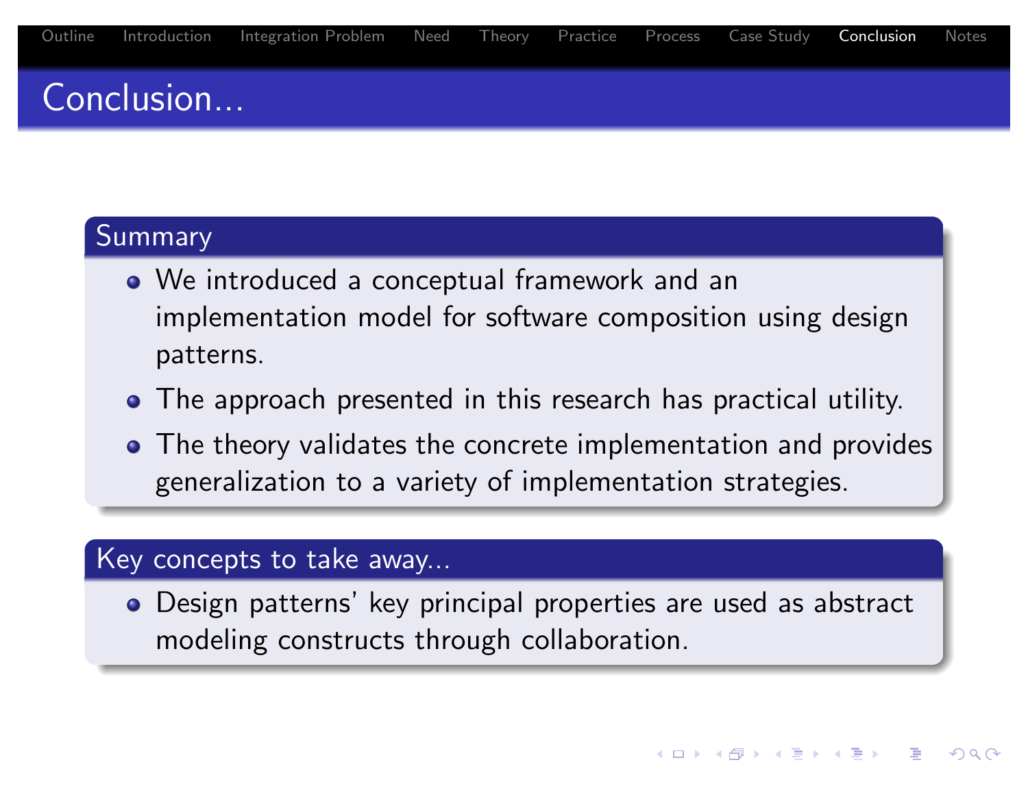# Conclusion...

## Summary

- We introduced a conceptual framework and an implementation model for software composition using design patterns.
- The approach presented in this research has practical utility.
- The theory validates the concrete implementation and provides generalization to a variety of implementation strategies.

## Key concepts to take away...

- Design patterns' key principal properties are used as abstract modeling constructs through collaboration.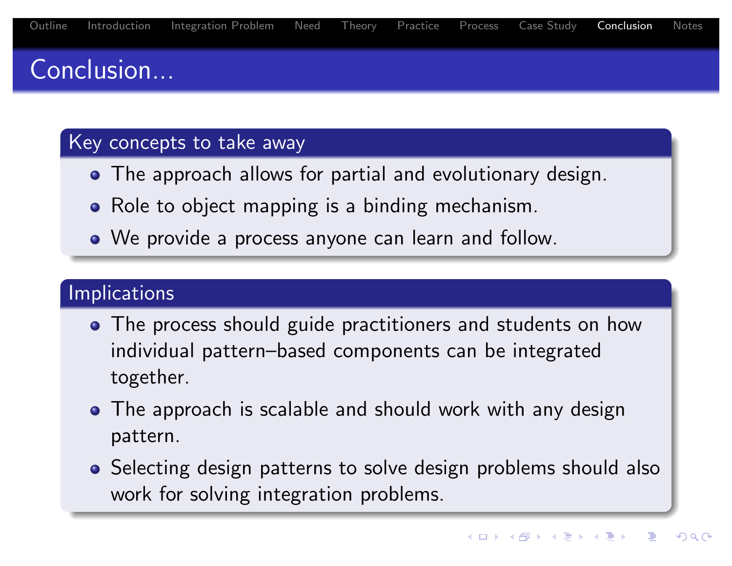# Conclusion...

## Key concepts to take away

- The approach allows for partial and evolutionary design.
- Role to object mapping is a binding mechanism.
- We provide a process anyone can learn and follow.

## Implications

- The process should guide practitioners and students on how individual pattern–based components can be integrated together.
- The approach is scalable and should work with any design pattern.
- Selecting design patterns to solve design problems should also work for solving integration problems.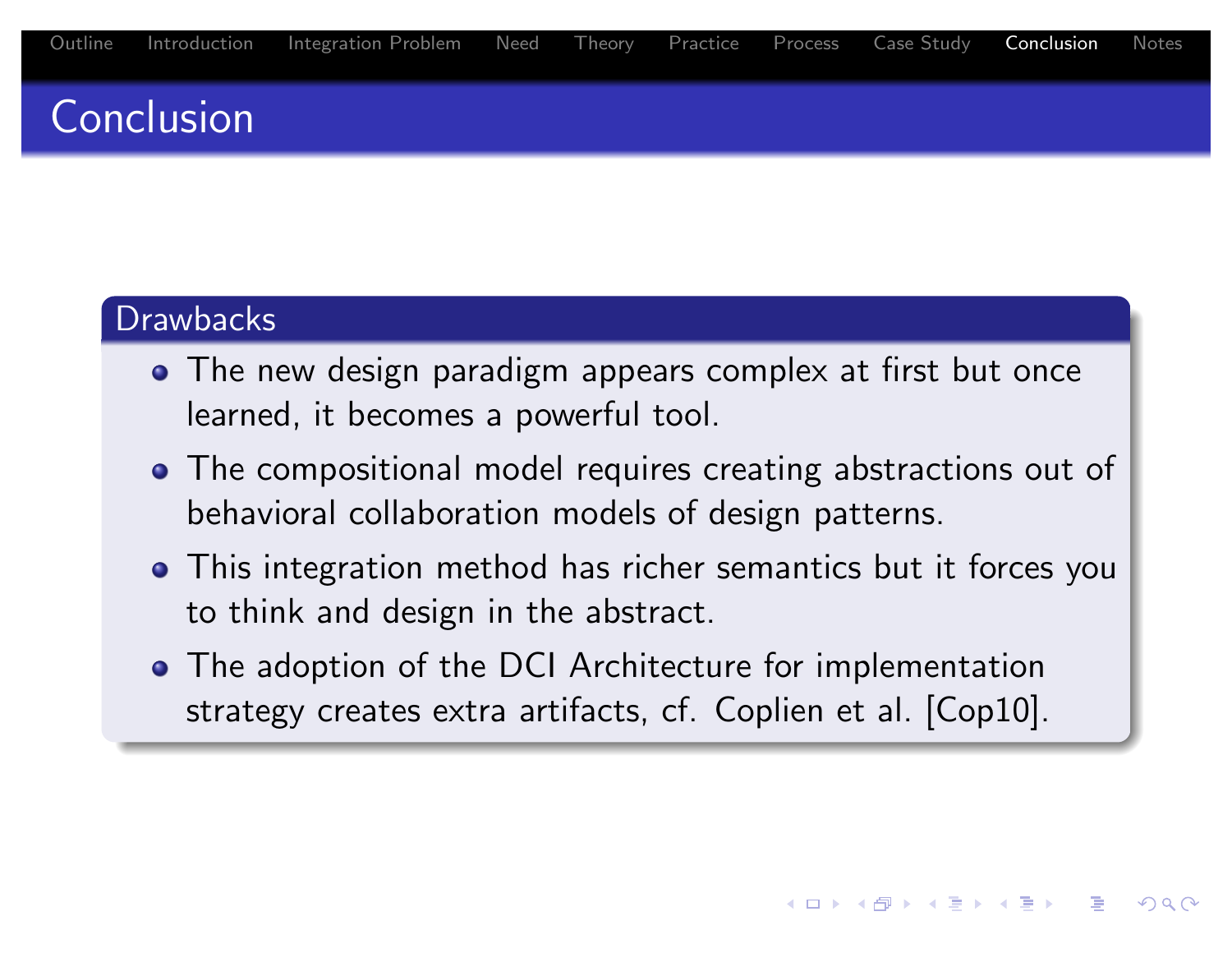# Conclusion

## Drawbacks

- The new design paradigm appears complex at first but once learned, it becomes a powerful tool.
- The compositional model requires creating abstractions out of behavioral collaboration models of design patterns.
- This integration method has richer semantics but it forces you to think and design in the abstract.
- The adoption of the DCI Architecture for implementation strategy creates extra artifacts, cf. Coplien et al. [Cop10].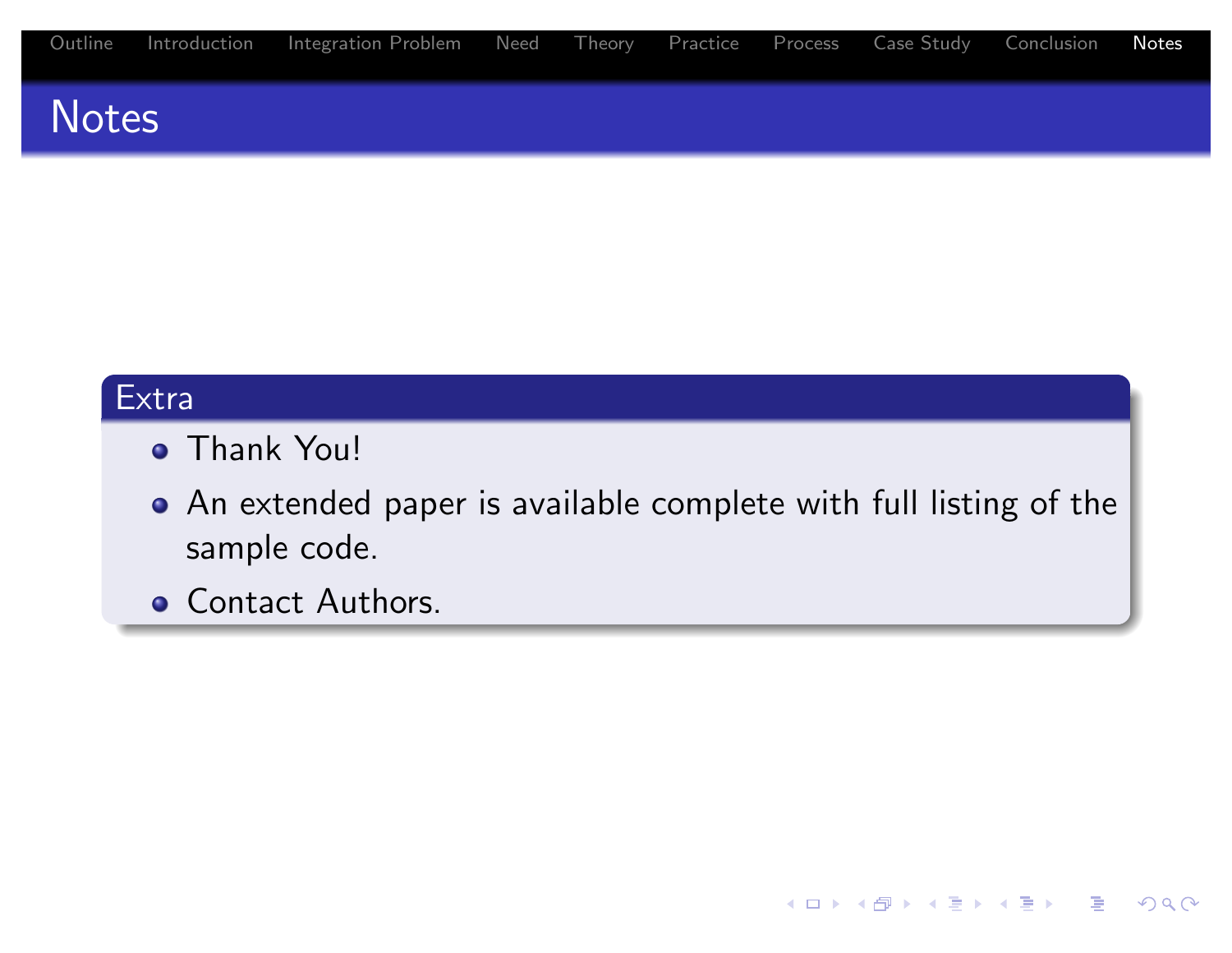# Notes

## Extra

- Thank You!
- An extended paper is available complete with full listing of the sample code.
- Contact Authors.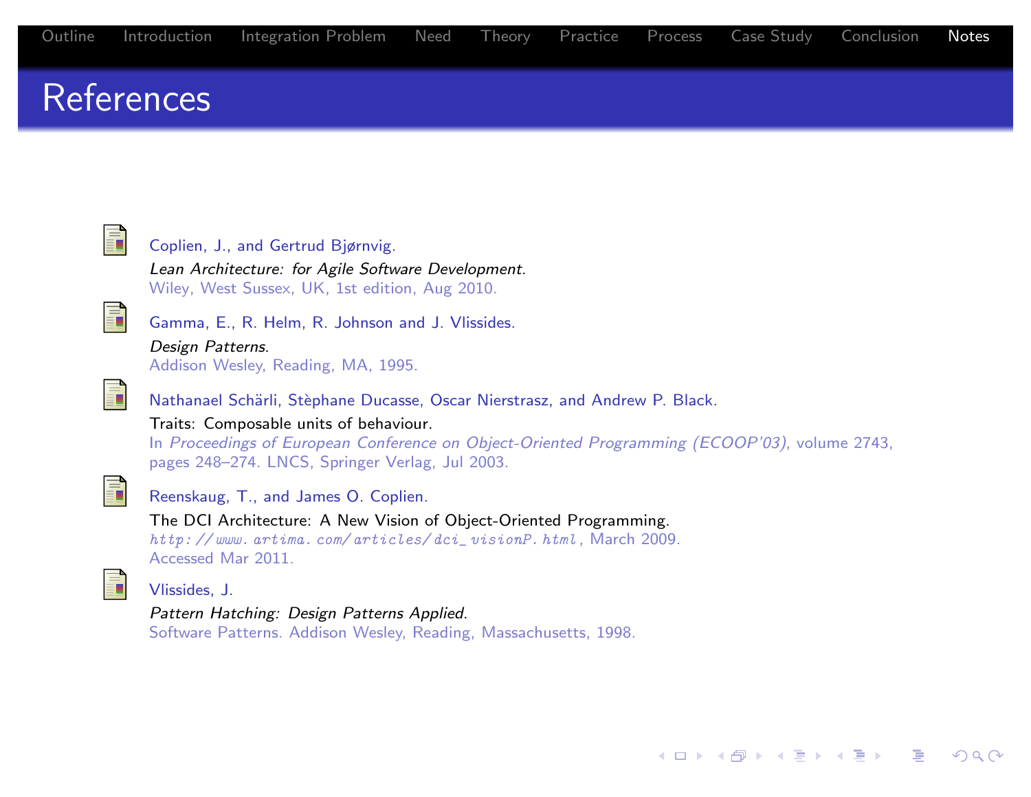# References

- Coplien, J., and Gertrud Bjørnvig.
  *Lean Architecture: for Agile Software Development*.
  Wiley, West Sussex, UK, 1st edition, Aug 2010.

- Gamma, E., R. Helm, R. Johnson and J. Vlissides.
  *Design Patterns*.
  Addison Wesley, Reading, MA, 1995.

- Nathanael Schärli, Stèphane Ducasse, Oscar Nierstrasz, and Andrew P. Black.
  Traits: Composable units of behaviour.
  In *Proceedings of European Conference on Object-Oriented Programming (ECOOP'03)*, volume 2743, pages 248–274. LNCS, Springer Verlag, Jul 2003.

- Reenskaug, T., and James O. Coplien.
  The DCI Architecture: A New Vision of Object-Oriented Programming.
  *http://www.artima.com/articles/dci_visionP.html*, March 2009.
  Accessed Mar 2011.

- Vlissides, J.
  *Pattern Hatching: Design Patterns Applied*.
  Software Patterns. Addison Wesley, Reading, Massachusetts, 1998.